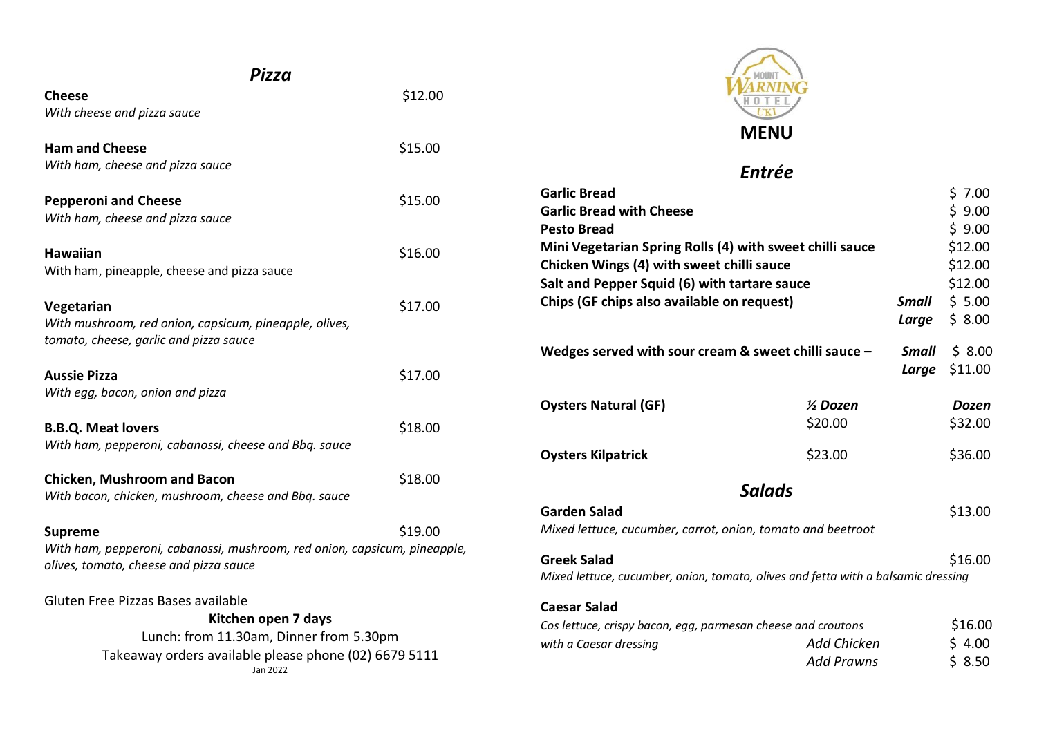## Pizza

**Cheese** — $12.00
*With cheese and pizza sauce*

**Ham and Cheese** — $15.00
*With ham, cheese and pizza sauce*

**Pepperoni and Cheese** — $15.00
*With ham, cheese and pizza sauce*

**Hawaiian** — $16.00
With ham, pineapple, cheese and pizza sauce

**Vegetarian** — $17.00
*With mushroom, red onion, capsicum, pineapple, olives, tomato, cheese, garlic and pizza sauce*

**Aussie Pizza** — $17.00
*With egg, bacon, onion and pizza*

**B.B.Q. Meat lovers** — $18.00
*With ham, pepperoni, cabanossi, cheese and Bbq. sauce*

**Chicken, Mushroom and Bacon** — $18.00
*With bacon, chicken, mushroom, cheese and Bbq. sauce*

**Supreme** — $19.00
*With ham, pepperoni, cabanossi, mushroom, red onion, capsicum, pineapple, olives, tomato, cheese and pizza sauce*

Gluten Free Pizzas Bases available

**Kitchen open 7 days**

Lunch: from 11.30am, Dinner from 5.30pm

Takeaway orders available please phone (02) 6679 5111

Jan 2022

MOUNT WARNING HOTEL UKI

# MENU

## Entrée

| | | |
|---|---|---|
| **Garlic Bread** | | $ 7.00 |
| **Garlic Bread with Cheese** | | $ 9.00 |
| **Pesto Bread** | | $ 9.00 |
| **Mini Vegetarian Spring Rolls (4) with sweet chilli sauce** | | $12.00 |
| **Chicken Wings (4) with sweet chilli sauce** | | $12.00 |
| **Salt and Pepper Squid (6) with tartare sauce** | | $12.00 |
| **Chips (GF chips also available on request)** | ***Small*** | $ 5.00 |
| | ***Large*** | $ 8.00 |
| **Wedges served with sour cream & sweet chilli sauce –** | ***Small*** | $ 8.00 |
| | ***Large*** | $11.00 |

| | ***½ Dozen*** | ***Dozen*** |
|---|---|---|
| **Oysters Natural (GF)** | $20.00 | $32.00 |
| **Oysters Kilpatrick** | $23.00 | $36.00 |

## Salads

**Garden Salad** — $13.00
*Mixed lettuce, cucumber, carrot, onion, tomato and beetroot*

**Greek Salad** — $16.00
*Mixed lettuce, cucumber, onion, tomato, olives and fetta with a balsamic dressing*

**Caesar Salad** — $16.00
*Cos lettuce, crispy bacon, egg, parmesan cheese and croutons with a Caesar dressing*

*Add Chicken* — $ 4.00
*Add Prawns* — $ 8.50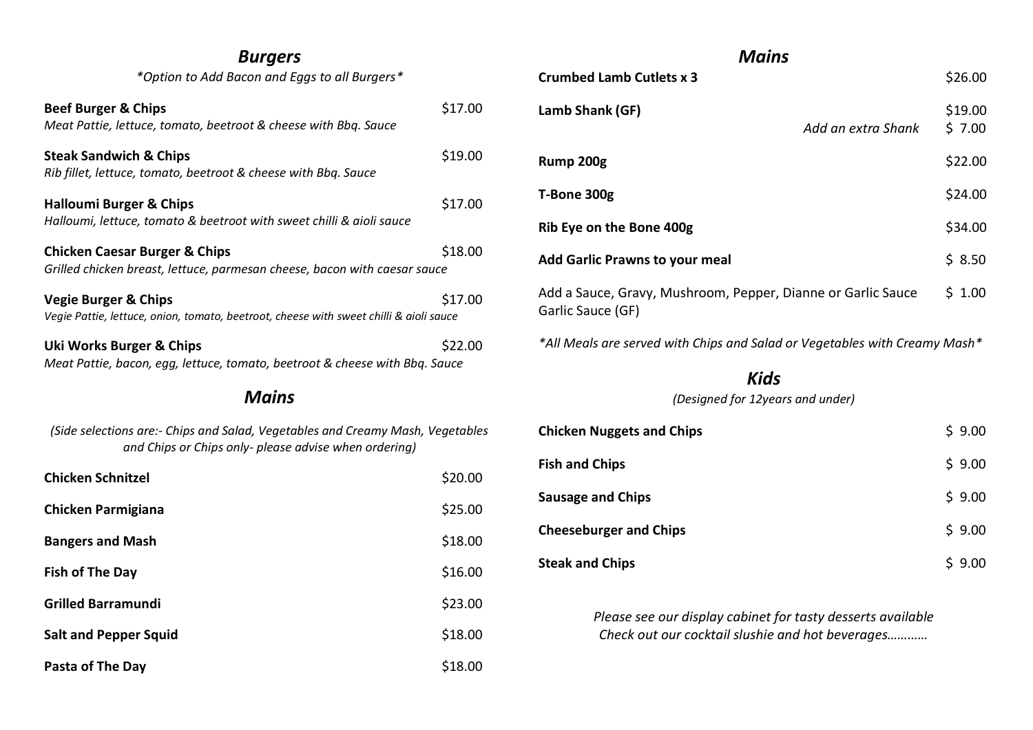## *Burgers*

*\*Option to Add Bacon and Eggs to all Burgers\**

**Beef Burger & Chips** $17.00
*Meat Pattie, lettuce, tomato, beetroot & cheese with Bbq. Sauce*

**Steak Sandwich & Chips** $19.00
*Rib fillet, lettuce, tomato, beetroot & cheese with Bbq. Sauce*

**Halloumi Burger & Chips** $17.00
*Halloumi, lettuce, tomato & beetroot with sweet chilli & aioli sauce*

**Chicken Caesar Burger & Chips** $18.00
*Grilled chicken breast, lettuce, parmesan cheese, bacon with caesar sauce*

**Vegie Burger & Chips** $17.00
*Vegie Pattie, lettuce, onion, tomato, beetroot, cheese with sweet chilli & aioli sauce*

**Uki Works Burger & Chips** $22.00
*Meat Pattie, bacon, egg, lettuce, tomato, beetroot & cheese with Bbq. Sauce*

## *Mains*

*(Side selections are:- Chips and Salad, Vegetables and Creamy Mash, Vegetables and Chips or Chips only- please advise when ordering)*

| | |
|---|---|
| **Chicken Schnitzel** | $20.00 |
| **Chicken Parmigiana** | $25.00 |
| **Bangers and Mash** | $18.00 |
| **Fish of The Day** | $16.00 |
| **Grilled Barramundi** | $23.00 |
| **Salt and Pepper Squid** | $18.00 |
| **Pasta of The Day** | $18.00 |

## *Mains*

| | |
|---|---|
| **Crumbed Lamb Cutlets x 3** | $26.00 |
| **Lamb Shank (GF)** | $19.00 |
| *Add an extra Shank* | $ 7.00 |
| **Rump 200g** | $22.00 |
| **T-Bone 300g** | $24.00 |
| **Rib Eye on the Bone 400g** | $34.00 |
| **Add Garlic Prawns to your meal** | $ 8.50 |
| Add a Sauce, Gravy, Mushroom, Pepper, Dianne or Garlic Sauce Garlic Sauce (GF) | $ 1.00 |

*\*All Meals are served with Chips and Salad or Vegetables with Creamy Mash\**

## *Kids*

*(Designed for 12years and under)*

| | |
|---|---|
| **Chicken Nuggets and Chips** | $ 9.00 |
| **Fish and Chips** | $ 9.00 |
| **Sausage and Chips** | $ 9.00 |
| **Cheeseburger and Chips** | $ 9.00 |
| **Steak and Chips** | $ 9.00 |

*Please see our display cabinet for tasty desserts available*
*Check out our cocktail slushie and hot beverages…………*